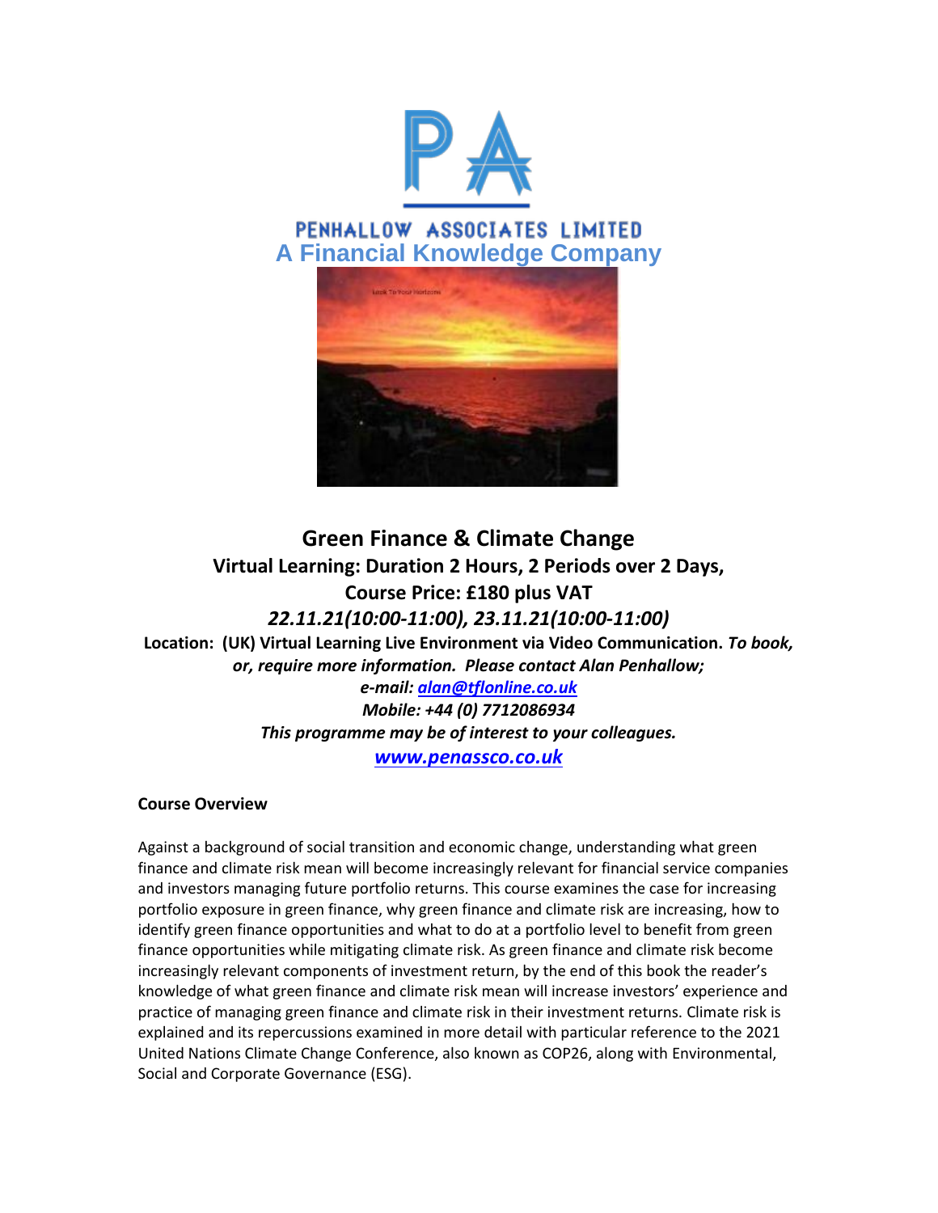PENHALLOW ASSOCIATES LIMITED

A Financial Knowledge Company

# Green Finance & Climate Change

**Virtual Learning: Duration 2 Hours, 2 Periods over 2 Days,**

**Course Price: £180 plus VAT**

***22.11.21(10:00-11:00), 23.11.21(10:00-11:00)***

**Location: (UK) Virtual Learning Live Environment via Video Communication.** ***To book, or, require more information. Please contact Alan Penhallow;***

***e-mail: alan@tflonline.co.uk***

***Mobile: +44 (0) 7712086934***

***This programme may be of interest to your colleagues.***

***www.penassco.co.uk***

## Course Overview

Against a background of social transition and economic change, understanding what green finance and climate risk mean will become increasingly relevant for financial service companies and investors managing future portfolio returns. This course examines the case for increasing portfolio exposure in green finance, why green finance and climate risk are increasing, how to identify green finance opportunities and what to do at a portfolio level to benefit from green finance opportunities while mitigating climate risk. As green finance and climate risk become increasingly relevant components of investment return, by the end of this book the reader's knowledge of what green finance and climate risk mean will increase investors' experience and practice of managing green finance and climate risk in their investment returns. Climate risk is explained and its repercussions examined in more detail with particular reference to the 2021 United Nations Climate Change Conference, also known as COP26, along with Environmental, Social and Corporate Governance (ESG).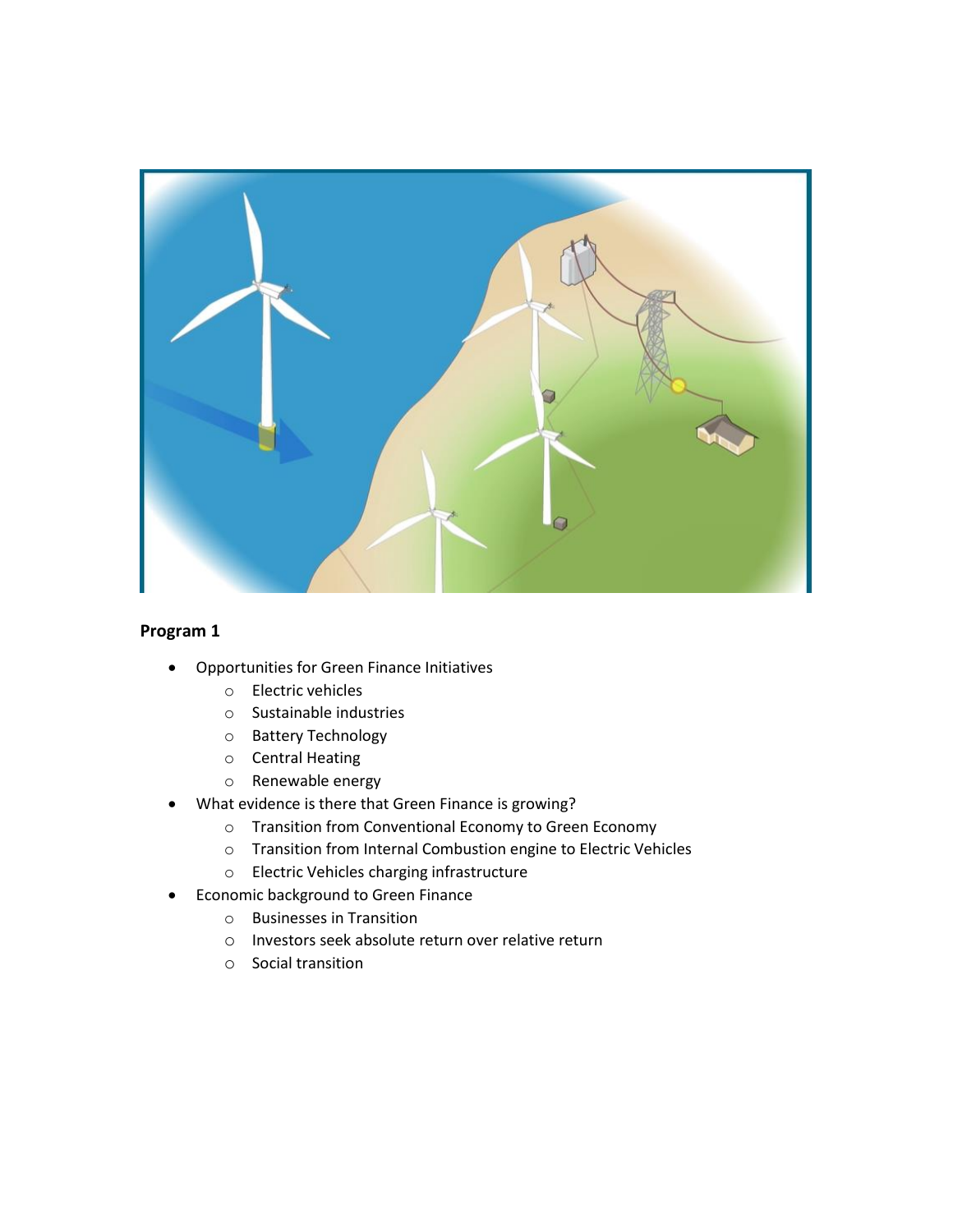## Program 1

- Opportunities for Green Finance Initiatives
  - Electric vehicles
  - Sustainable industries
  - Battery Technology
  - Central Heating
  - Renewable energy
- What evidence is there that Green Finance is growing?
  - Transition from Conventional Economy to Green Economy
  - Transition from Internal Combustion engine to Electric Vehicles
  - Electric Vehicles charging infrastructure
- Economic background to Green Finance
  - Businesses in Transition
  - Investors seek absolute return over relative return
  - Social transition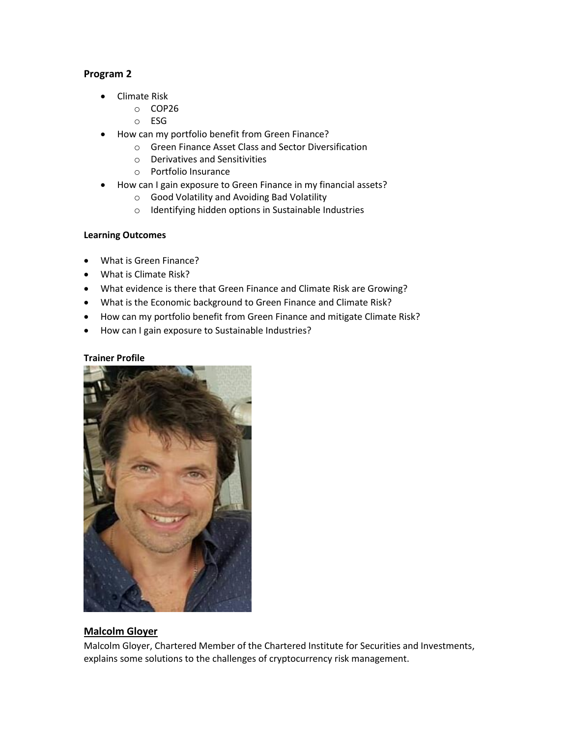## Program 2

- Climate Risk
    - COP26
    - ESG
- How can my portfolio benefit from Green Finance?
    - Green Finance Asset Class and Sector Diversification
    - Derivatives and Sensitivities
    - Portfolio Insurance
- How can I gain exposure to Green Finance in my financial assets?
    - Good Volatility and Avoiding Bad Volatility
    - Identifying hidden options in Sustainable Industries

**Learning Outcomes**

- What is Green Finance?
- What is Climate Risk?
- What evidence is there that Green Finance and Climate Risk are Growing?
- What is the Economic background to Green Finance and Climate Risk?
- How can my portfolio benefit from Green Finance and mitigate Climate Risk?
- How can I gain exposure to Sustainable Industries?

**Trainer Profile**

### Malcolm Gloyer

Malcolm Gloyer, Chartered Member of the Chartered Institute for Securities and Investments, explains some solutions to the challenges of cryptocurrency risk management.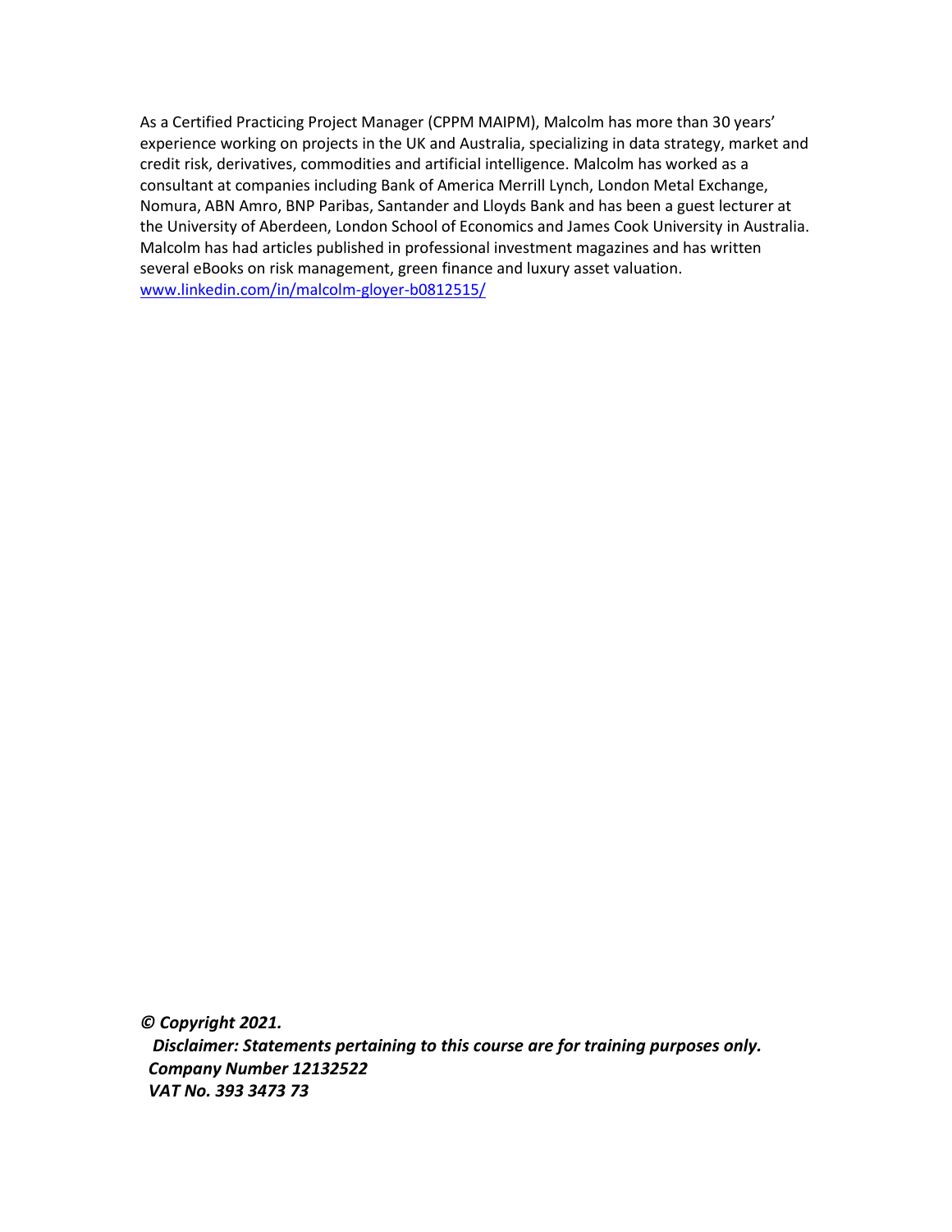As a Certified Practicing Project Manager (CPPM MAIPM), Malcolm has more than 30 years' experience working on projects in the UK and Australia, specializing in data strategy, market and credit risk, derivatives, commodities and artificial intelligence. Malcolm has worked as a consultant at companies including Bank of America Merrill Lynch, London Metal Exchange, Nomura, ABN Amro, BNP Paribas, Santander and Lloyds Bank and has been a guest lecturer at the University of Aberdeen, London School of Economics and James Cook University in Australia. Malcolm has had articles published in professional investment magazines and has written several eBooks on risk management, green finance and luxury asset valuation.
[www.linkedin.com/in/malcolm-gloyer-b0812515/](https://www.linkedin.com/in/malcolm-gloyer-b0812515/)

***© Copyright 2021.***
***Disclaimer: Statements pertaining to this course are for training purposes only.***
***Company Number 12132522***
***VAT No. 393 3473 73***